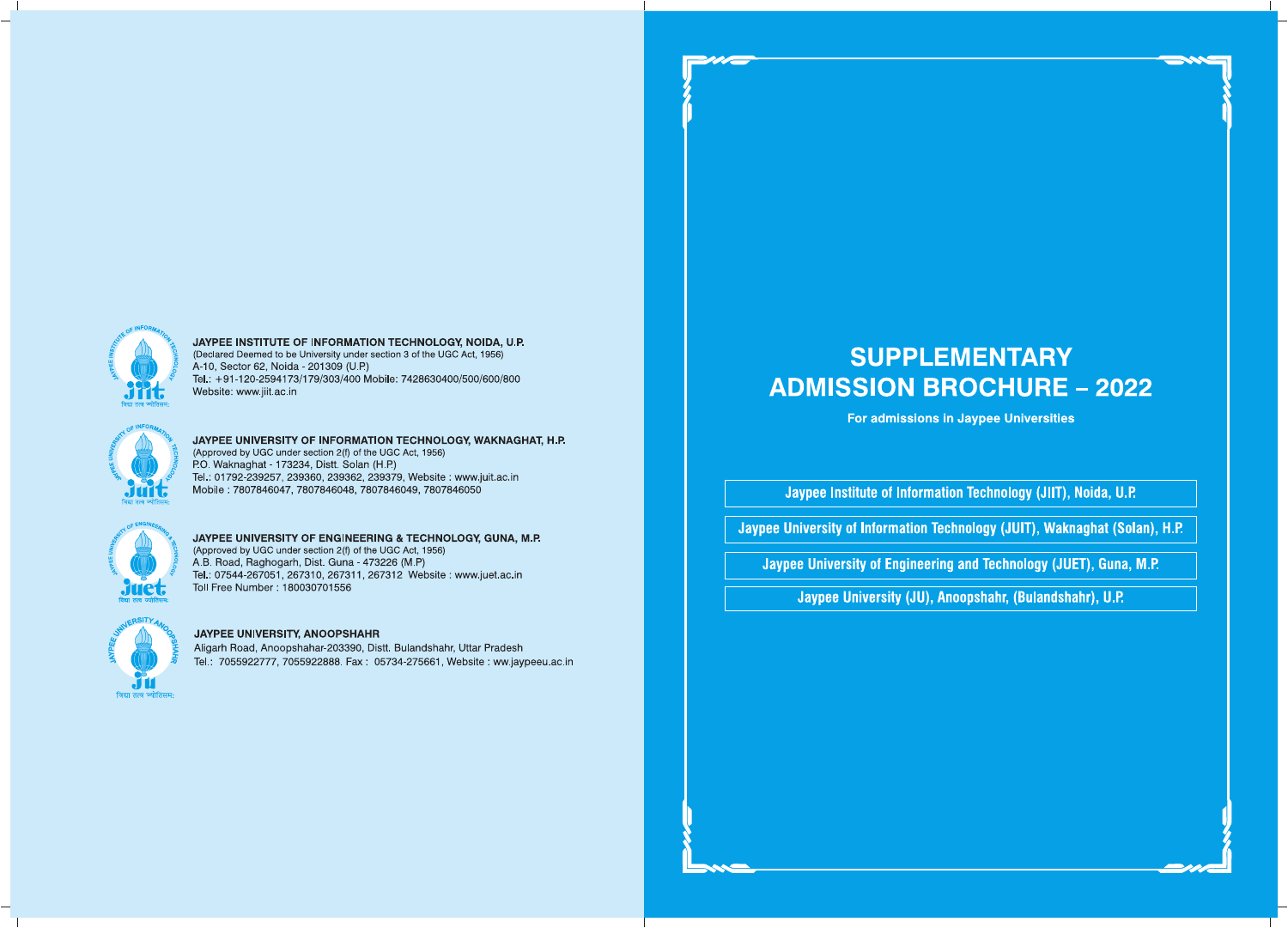# SUPPLEMENTARY ADMISSION BROCHURE – 2022

**For admissions in Jaypee Universities**

Jaypee Institute of Information Technology (JIIT), Noida, U.P.

Jaypee University of Information Technology (JUIT), Waknaghat (Solan), H.P.

Jaypee University of Engineering and Technology (JUET), Guna, M.P.

Jaypee University (JU), Anoopshahr, (Bulandshahr), U.P.

---

**JAYPEE INSTITUTE OF INFORMATION TECHNOLOGY, NOIDA, U.P.**
(Declared Deemed to be University under section 3 of the UGC Act, 1956)
A-10, Sector 62, Noida - 201309 (U.P.)
Tel.: +91-120-2594173/179/303/400 Mobile: 7428630400/500/600/800
Website: www.jiit.ac.in

**JAYPEE UNIVERSITY OF INFORMATION TECHNOLOGY, WAKNAGHAT, H.P.**
(Approved by UGC under section 2(f) of the UGC Act, 1956)
P.O. Waknaghat - 173234, Distt. Solan (H.P.)
Tel.: 01792-239257, 239360, 239362, 239379, Website : www.juit.ac.in
Mobile : 7807846047, 7807846048, 7807846049, 7807846050

**JAYPEE UNIVERSITY OF ENGINEERING & TECHNOLOGY, GUNA, M.P.**
(Approved by UGC under section 2(f) of the UGC Act, 1956)
A.B. Road, Raghogarh, Dist. Guna - 473226 (M.P.)
Tel.: 07544-267051, 267310, 267311, 267312 Website : www.juet.ac.in
Toll Free Number : 180030701556

**JAYPEE UNIVERSITY, ANOOPSHAHR**
Aligarh Road, Anoopshahar-203390, Distt. Bulandshahr, Uttar Pradesh
Tel.: 7055922777, 7055922888. Fax : 05734-275661, Website : ww.jaypeeu.ac.in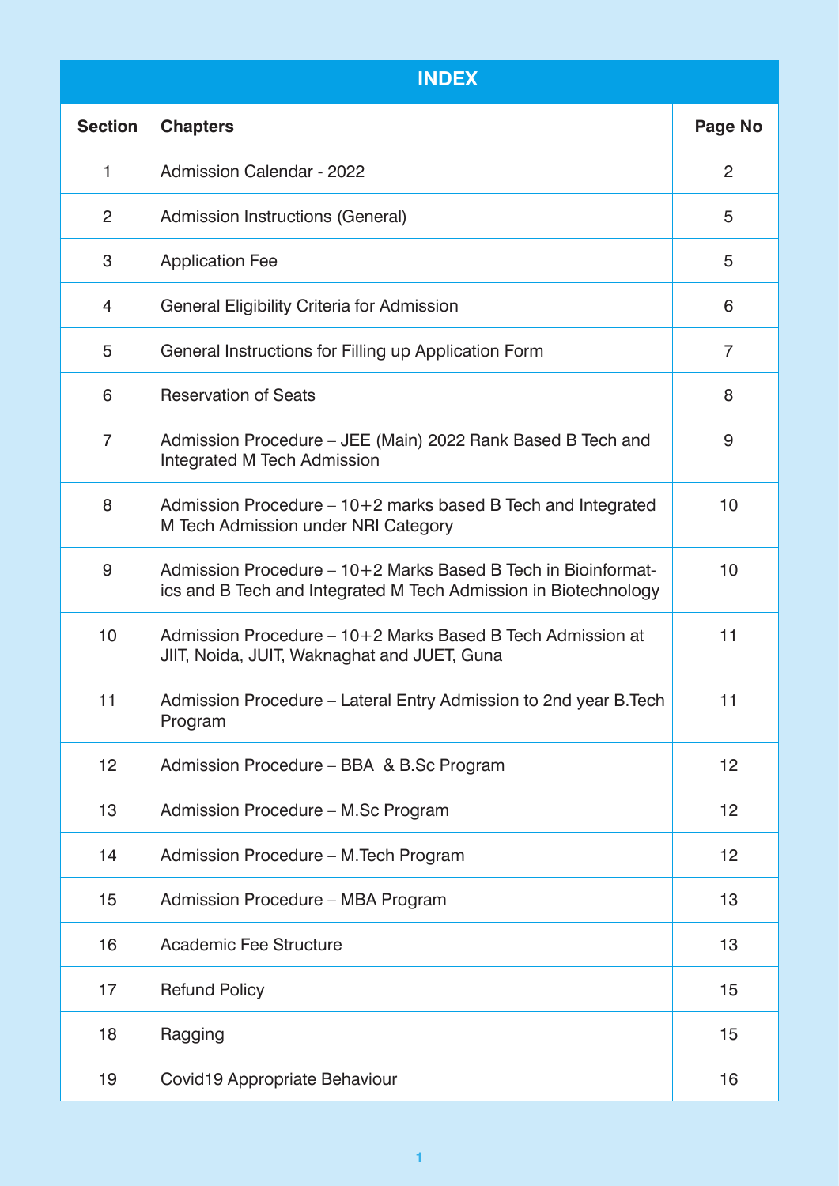# INDEX

| Section | Chapters | Page No |
|---|---|---|
| 1 | Admission Calendar - 2022 | 2 |
| 2 | Admission Instructions (General) | 5 |
| 3 | Application Fee | 5 |
| 4 | General Eligibility Criteria for Admission | 6 |
| 5 | General Instructions for Filling up Application Form | 7 |
| 6 | Reservation of Seats | 8 |
| 7 | Admission Procedure – JEE (Main) 2022 Rank Based B Tech and Integrated M Tech Admission | 9 |
| 8 | Admission Procedure – 10+2 marks based B Tech and Integrated M Tech Admission under NRI Category | 10 |
| 9 | Admission Procedure – 10+2 Marks Based B Tech in Bioinformatics and B Tech and Integrated M Tech Admission in Biotechnology | 10 |
| 10 | Admission Procedure – 10+2 Marks Based B Tech Admission at JIIT, Noida, JUIT, Waknaghat and JUET, Guna | 11 |
| 11 | Admission Procedure – Lateral Entry Admission to 2nd year B.Tech Program | 11 |
| 12 | Admission Procedure – BBA & B.Sc Program | 12 |
| 13 | Admission Procedure – M.Sc Program | 12 |
| 14 | Admission Procedure – M.Tech Program | 12 |
| 15 | Admission Procedure – MBA Program | 13 |
| 16 | Academic Fee Structure | 13 |
| 17 | Refund Policy | 15 |
| 18 | Ragging | 15 |
| 19 | Covid19 Appropriate Behaviour | 16 |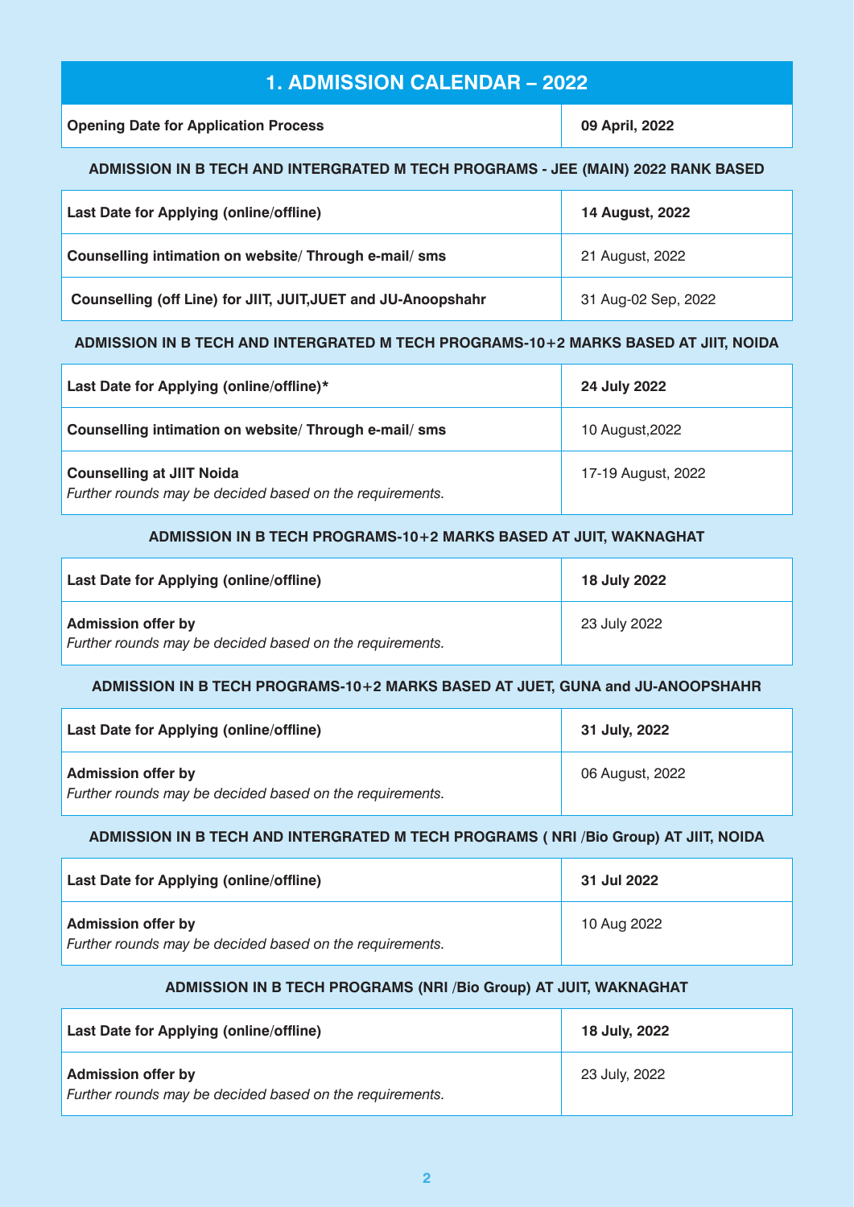## 1. ADMISSION CALENDAR – 2022

| **Opening Date for Application Process** | **09 April, 2022** |
|---|---|

**ADMISSION IN B TECH AND INTERGRATED M TECH PROGRAMS - JEE (MAIN) 2022 RANK BASED**

| **Last Date for Applying (online/offline)** | **14 August, 2022** |
|---|---|
| **Counselling intimation on website/ Through e-mail/ sms** | 21 August, 2022 |
| **Counselling (off Line) for JIIT, JUIT,JUET and JU-Anoopshahr** | 31 Aug-02 Sep, 2022 |

**ADMISSION IN B TECH AND INTERGRATED M TECH PROGRAMS-10+2 MARKS BASED AT JIIT, NOIDA**

| **Last Date for Applying (online/offline)*** | **24 July 2022** |
|---|---|
| **Counselling intimation on website/ Through e-mail/ sms** | 10 August,2022 |
| **Counselling at JIIT Noida** *Further rounds may be decided based on the requirements.* | 17-19 August, 2022 |

**ADMISSION IN B TECH PROGRAMS-10+2 MARKS BASED AT JUIT, WAKNAGHAT**

| **Last Date for Applying (online/offline)** | **18 July 2022** |
|---|---|
| **Admission offer by** *Further rounds may be decided based on the requirements.* | 23 July 2022 |

**ADMISSION IN B TECH PROGRAMS-10+2 MARKS BASED AT JUET, GUNA and JU-ANOOPSHAHR**

| **Last Date for Applying (online/offline)** | **31 July, 2022** |
|---|---|
| **Admission offer by** *Further rounds may be decided based on the requirements.* | 06 August, 2022 |

**ADMISSION IN B TECH AND INTERGRATED M TECH PROGRAMS ( NRI /Bio Group) AT JIIT, NOIDA**

| **Last Date for Applying (online/offline)** | **31 Jul 2022** |
|---|---|
| **Admission offer by** *Further rounds may be decided based on the requirements.* | 10 Aug 2022 |

**ADMISSION IN B TECH PROGRAMS (NRI /Bio Group) AT JUIT, WAKNAGHAT**

| **Last Date for Applying (online/offline)** | **18 July, 2022** |
|---|---|
| **Admission offer by** *Further rounds may be decided based on the requirements.* | 23 July, 2022 |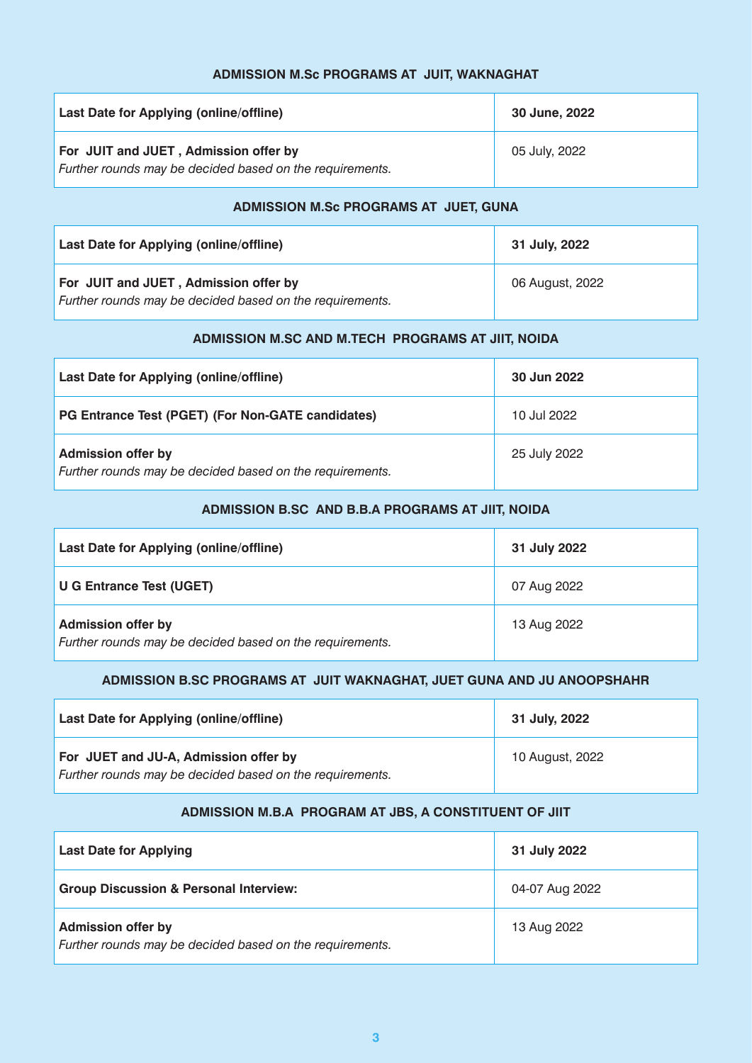### ADMISSION M.Sc PROGRAMS AT JUIT, WAKNAGHAT

| **Last Date for Applying (online/offline)** | **30 June, 2022** |
|---|---|
| **For JUIT and JUET , Admission offer by**<br>*Further rounds may be decided based on the requirements.* | 05 July, 2022 |

### ADMISSION M.Sc PROGRAMS AT JUET, GUNA

| **Last Date for Applying (online/offline)** | **31 July, 2022** |
|---|---|
| **For JUIT and JUET , Admission offer by**<br>*Further rounds may be decided based on the requirements.* | 06 August, 2022 |

### ADMISSION M.SC AND M.TECH PROGRAMS AT JIIT, NOIDA

| **Last Date for Applying (online/offline)** | **30 Jun 2022** |
|---|---|
| **PG Entrance Test (PGET) (For Non-GATE candidates)** | 10 Jul 2022 |
| **Admission offer by**<br>*Further rounds may be decided based on the requirements.* | 25 July 2022 |

### ADMISSION B.SC AND B.B.A PROGRAMS AT JIIT, NOIDA

| **Last Date for Applying (online/offline)** | **31 July 2022** |
|---|---|
| **U G Entrance Test (UGET)** | 07 Aug 2022 |
| **Admission offer by**<br>*Further rounds may be decided based on the requirements.* | 13 Aug 2022 |

### ADMISSION B.SC PROGRAMS AT JUIT WAKNAGHAT, JUET GUNA AND JU ANOOPSHAHR

| **Last Date for Applying (online/offline)** | **31 July, 2022** |
|---|---|
| **For JUET and JU-A, Admission offer by**<br>*Further rounds may be decided based on the requirements.* | 10 August, 2022 |

### ADMISSION M.B.A PROGRAM AT JBS, A CONSTITUENT OF JIIT

| **Last Date for Applying** | **31 July 2022** |
|---|---|
| **Group Discussion & Personal Interview:** | 04-07 Aug 2022 |
| **Admission offer by**<br>*Further rounds may be decided based on the requirements.* | 13 Aug 2022 |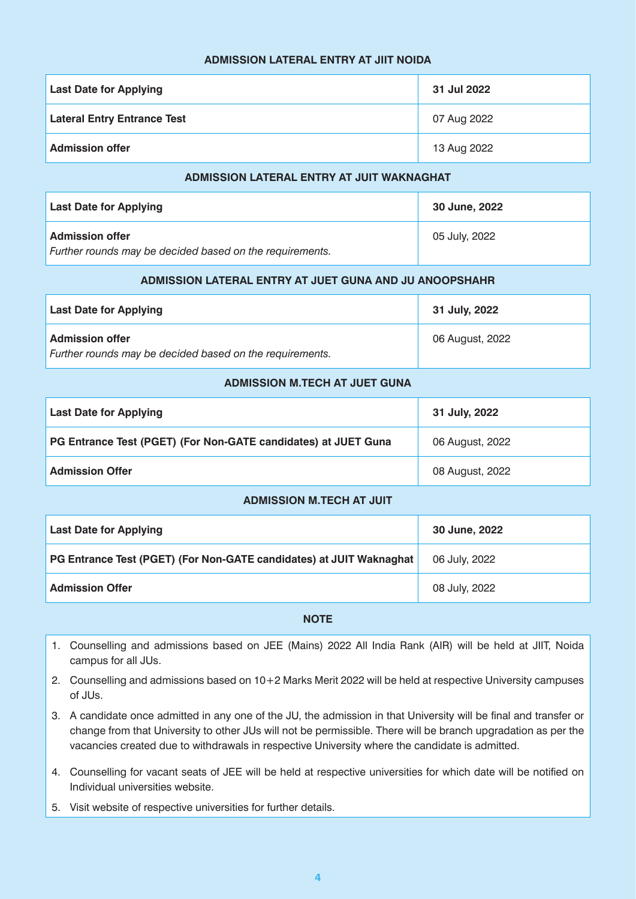## ADMISSION LATERAL ENTRY AT JIIT NOIDA

| | |
|---|---|
| **Last Date for Applying** | **31 Jul 2022** |
| **Lateral Entry Entrance Test** | 07 Aug 2022 |
| **Admission offer** | 13 Aug 2022 |

## ADMISSION LATERAL ENTRY AT JUIT WAKNAGHAT

| | |
|---|---|
| **Last Date for Applying** | **30 June, 2022** |
| **Admission offer** *Further rounds may be decided based on the requirements.* | 05 July, 2022 |

## ADMISSION LATERAL ENTRY AT JUET GUNA AND JU ANOOPSHAHR

| | |
|---|---|
| **Last Date for Applying** | **31 July, 2022** |
| **Admission offer** *Further rounds may be decided based on the requirements.* | 06 August, 2022 |

## ADMISSION M.TECH AT JUET GUNA

| | |
|---|---|
| **Last Date for Applying** | **31 July, 2022** |
| **PG Entrance Test (PGET) (For Non-GATE candidates) at JUET Guna** | 06 August, 2022 |
| **Admission Offer** | 08 August, 2022 |

## ADMISSION M.TECH AT JUIT

| | |
|---|---|
| **Last Date for Applying** | **30 June, 2022** |
| **PG Entrance Test (PGET) (For Non-GATE candidates) at JUIT Waknaghat** | 06 July, 2022 |
| **Admission Offer** | 08 July, 2022 |

## NOTE

1. Counselling and admissions based on JEE (Mains) 2022 All India Rank (AIR) will be held at JIIT, Noida campus for all JUs.
2. Counselling and admissions based on 10+2 Marks Merit 2022 will be held at respective University campuses of JUs.
3. A candidate once admitted in any one of the JU, the admission in that University will be final and transfer or change from that University to other JUs will not be permissible. There will be branch upgradation as per the vacancies created due to withdrawals in respective University where the candidate is admitted.
4. Counselling for vacant seats of JEE will be held at respective universities for which date will be notified on Individual universities website.
5. Visit website of respective universities for further details.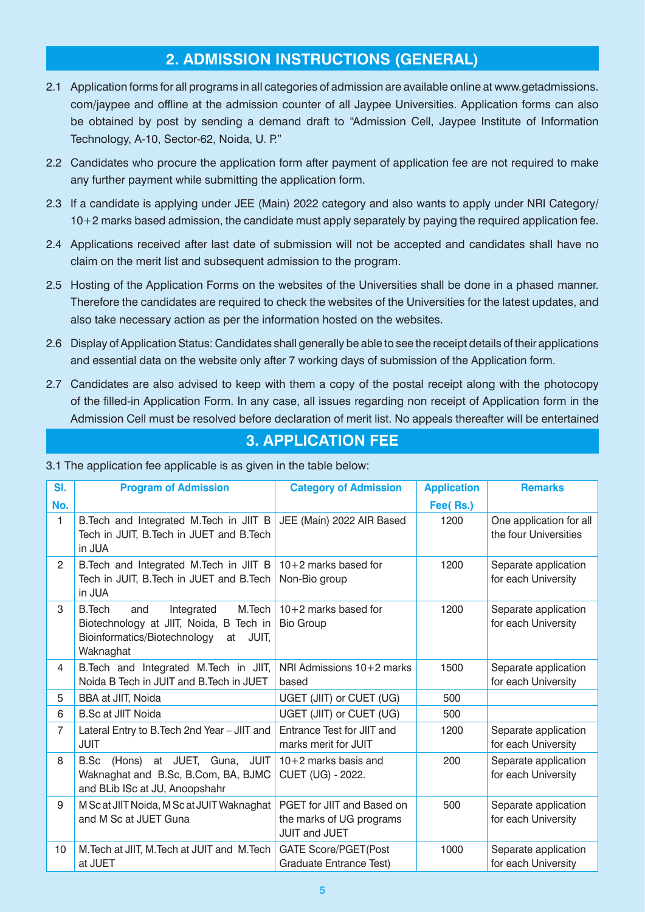## 2. ADMISSION INSTRUCTIONS (GENERAL)

2.1 Application forms for all programs in all categories of admission are available online at www.getadmissions.com/jaypee and offline at the admission counter of all Jaypee Universities. Application forms can also be obtained by post by sending a demand draft to "Admission Cell, Jaypee Institute of Information Technology, A-10, Sector-62, Noida, U. P."

2.2 Candidates who procure the application form after payment of application fee are not required to make any further payment while submitting the application form.

2.3 If a candidate is applying under JEE (Main) 2022 category and also wants to apply under NRI Category/ 10+2 marks based admission, the candidate must apply separately by paying the required application fee.

2.4 Applications received after last date of submission will not be accepted and candidates shall have no claim on the merit list and subsequent admission to the program.

2.5 Hosting of the Application Forms on the websites of the Universities shall be done in a phased manner. Therefore the candidates are required to check the websites of the Universities for the latest updates, and also take necessary action as per the information hosted on the websites.

2.6 Display of Application Status: Candidates shall generally be able to see the receipt details of their applications and essential data on the website only after 7 working days of submission of the Application form.

2.7 Candidates are also advised to keep with them a copy of the postal receipt along with the photocopy of the filled-in Application Form. In any case, all issues regarding non receipt of Application form in the Admission Cell must be resolved before declaration of merit list. No appeals thereafter will be entertained

## 3. APPLICATION FEE

3.1 The application fee applicable is as given in the table below:

| Sl. No. | Program of Admission | Category of Admission | Application Fee( Rs.) | Remarks |
|---|---|---|---|---|
| 1 | B.Tech and Integrated M.Tech in JIIT B Tech in JUIT, B.Tech in JUET and B.Tech in JUA | JEE (Main) 2022 AIR Based | 1200 | One application for all the four Universities |
| 2 | B.Tech and Integrated M.Tech in JIIT B Tech in JUIT, B.Tech in JUET and B.Tech in JUA | 10+2 marks based for Non-Bio group | 1200 | Separate application for each University |
| 3 | B.Tech and Integrated M.Tech Biotechnology at JIIT, Noida, B Tech in Bioinformatics/Biotechnology at JUIT, Waknaghat | 10+2 marks based for Bio Group | 1200 | Separate application for each University |
| 4 | B.Tech and Integrated M.Tech in JIIT, Noida B Tech in JUIT and B.Tech in JUET | NRI Admissions 10+2 marks based | 1500 | Separate application for each University |
| 5 | BBA at JIIT, Noida | UGET (JIIT) or CUET (UG) | 500 | |
| 6 | B.Sc at JIIT Noida | UGET (JIIT) or CUET (UG) | 500 | |
| 7 | Lateral Entry to B.Tech 2nd Year – JIIT and JUIT | Entrance Test for JIIT and marks merit for JUIT | 1200 | Separate application for each University |
| 8 | B.Sc (Hons) at JUET, Guna, JUIT Waknaghat and B.Sc, B.Com, BA, BJMC and BLib ISc at JU, Anoopshahr | 10+2 marks basis and CUET (UG) - 2022. | 200 | Separate application for each University |
| 9 | M Sc at JIIT Noida, M Sc at JUIT Waknaghat and M Sc at JUET Guna | PGET for JIIT and Based on the marks of UG programs JUIT and JUET | 500 | Separate application for each University |
| 10 | M.Tech at JIIT, M.Tech at JUIT and M.Tech at JUET | GATE Score/PGET(Post Graduate Entrance Test) | 1000 | Separate application for each University |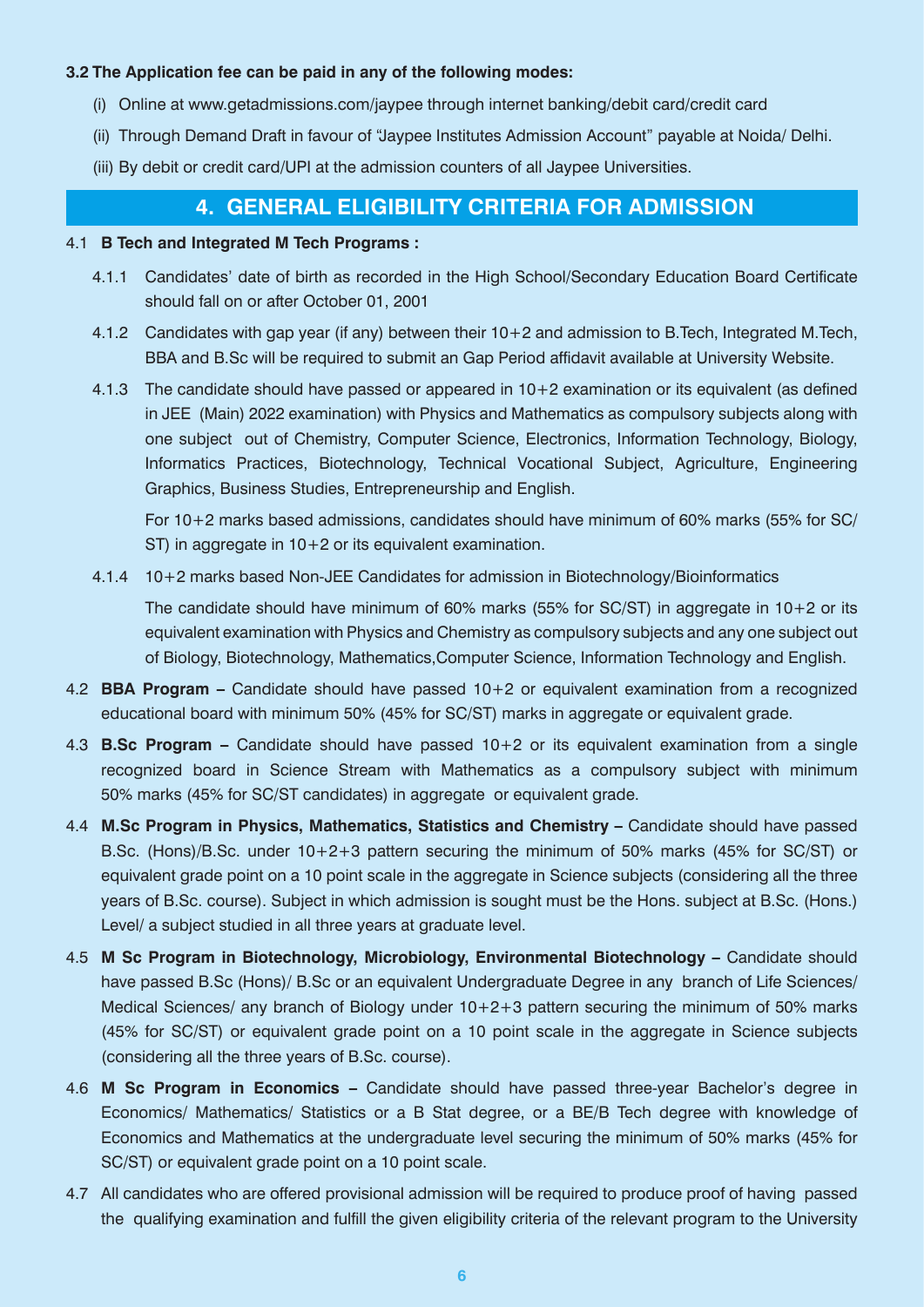**3.2 The Application fee can be paid in any of the following modes:**

(i) Online at www.getadmissions.com/jaypee through internet banking/debit card/credit card

(ii) Through Demand Draft in favour of "Jaypee Institutes Admission Account" payable at Noida/ Delhi.

(iii) By debit or credit card/UPI at the admission counters of all Jaypee Universities.

## 4. GENERAL ELIGIBILITY CRITERIA FOR ADMISSION

4.1 **B Tech and Integrated M Tech Programs :**

4.1.1 Candidates' date of birth as recorded in the High School/Secondary Education Board Certificate should fall on or after October 01, 2001

4.1.2 Candidates with gap year (if any) between their 10+2 and admission to B.Tech, Integrated M.Tech, BBA and B.Sc will be required to submit an Gap Period affidavit available at University Website.

4.1.3 The candidate should have passed or appeared in 10+2 examination or its equivalent (as defined in JEE (Main) 2022 examination) with Physics and Mathematics as compulsory subjects along with one subject out of Chemistry, Computer Science, Electronics, Information Technology, Biology, Informatics Practices, Biotechnology, Technical Vocational Subject, Agriculture, Engineering Graphics, Business Studies, Entrepreneurship and English.

For 10+2 marks based admissions, candidates should have minimum of 60% marks (55% for SC/ST) in aggregate in 10+2 or its equivalent examination.

4.1.4 10+2 marks based Non-JEE Candidates for admission in Biotechnology/Bioinformatics

The candidate should have minimum of 60% marks (55% for SC/ST) in aggregate in 10+2 or its equivalent examination with Physics and Chemistry as compulsory subjects and any one subject out of Biology, Biotechnology, Mathematics,Computer Science, Information Technology and English.

4.2 **BBA Program –** Candidate should have passed 10+2 or equivalent examination from a recognized educational board with minimum 50% (45% for SC/ST) marks in aggregate or equivalent grade.

4.3 **B.Sc Program –** Candidate should have passed 10+2 or its equivalent examination from a single recognized board in Science Stream with Mathematics as a compulsory subject with minimum 50% marks (45% for SC/ST candidates) in aggregate or equivalent grade.

4.4 **M.Sc Program in Physics, Mathematics, Statistics and Chemistry –** Candidate should have passed B.Sc. (Hons)/B.Sc. under 10+2+3 pattern securing the minimum of 50% marks (45% for SC/ST) or equivalent grade point on a 10 point scale in the aggregate in Science subjects (considering all the three years of B.Sc. course). Subject in which admission is sought must be the Hons. subject at B.Sc. (Hons.) Level/ a subject studied in all three years at graduate level.

4.5 **M Sc Program in Biotechnology, Microbiology, Environmental Biotechnology –** Candidate should have passed B.Sc (Hons)/ B.Sc or an equivalent Undergraduate Degree in any branch of Life Sciences/ Medical Sciences/ any branch of Biology under 10+2+3 pattern securing the minimum of 50% marks (45% for SC/ST) or equivalent grade point on a 10 point scale in the aggregate in Science subjects (considering all the three years of B.Sc. course).

4.6 **M Sc Program in Economics –** Candidate should have passed three-year Bachelor's degree in Economics/ Mathematics/ Statistics or a B Stat degree, or a BE/B Tech degree with knowledge of Economics and Mathematics at the undergraduate level securing the minimum of 50% marks (45% for SC/ST) or equivalent grade point on a 10 point scale.

4.7 All candidates who are offered provisional admission will be required to produce proof of having passed the qualifying examination and fulfill the given eligibility criteria of the relevant program to the University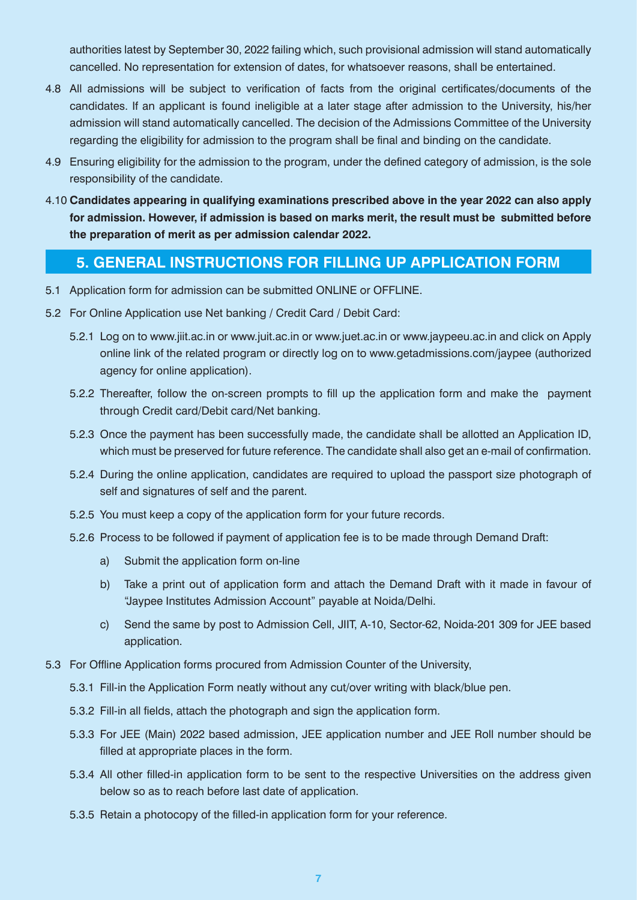authorities latest by September 30, 2022 failing which, such provisional admission will stand automatically cancelled. No representation for extension of dates, for whatsoever reasons, shall be entertained.

4.8 All admissions will be subject to verification of facts from the original certificates/documents of the candidates. If an applicant is found ineligible at a later stage after admission to the University, his/her admission will stand automatically cancelled. The decision of the Admissions Committee of the University regarding the eligibility for admission to the program shall be final and binding on the candidate.

4.9 Ensuring eligibility for the admission to the program, under the defined category of admission, is the sole responsibility of the candidate.

4.10 **Candidates appearing in qualifying examinations prescribed above in the year 2022 can also apply for admission. However, if admission is based on marks merit, the result must be submitted before the preparation of merit as per admission calendar 2022.**

## 5. GENERAL INSTRUCTIONS FOR FILLING UP APPLICATION FORM

5.1 Application form for admission can be submitted ONLINE or OFFLINE.

5.2 For Online Application use Net banking / Credit Card / Debit Card:

5.2.1 Log on to www.jiit.ac.in or www.juit.ac.in or www.juet.ac.in or www.jaypeeu.ac.in and click on Apply online link of the related program or directly log on to www.getadmissions.com/jaypee (authorized agency for online application).

5.2.2 Thereafter, follow the on-screen prompts to fill up the application form and make the payment through Credit card/Debit card/Net banking.

5.2.3 Once the payment has been successfully made, the candidate shall be allotted an Application ID, which must be preserved for future reference. The candidate shall also get an e-mail of confirmation.

5.2.4 During the online application, candidates are required to upload the passport size photograph of self and signatures of self and the parent.

5.2.5 You must keep a copy of the application form for your future records.

5.2.6 Process to be followed if payment of application fee is to be made through Demand Draft:

a) Submit the application form on-line

b) Take a print out of application form and attach the Demand Draft with it made in favour of "Jaypee Institutes Admission Account" payable at Noida/Delhi.

c) Send the same by post to Admission Cell, JIIT, A-10, Sector-62, Noida-201 309 for JEE based application.

5.3 For Offline Application forms procured from Admission Counter of the University,

5.3.1 Fill-in the Application Form neatly without any cut/over writing with black/blue pen.

5.3.2 Fill-in all fields, attach the photograph and sign the application form.

5.3.3 For JEE (Main) 2022 based admission, JEE application number and JEE Roll number should be filled at appropriate places in the form.

5.3.4 All other filled-in application form to be sent to the respective Universities on the address given below so as to reach before last date of application.

5.3.5 Retain a photocopy of the filled-in application form for your reference.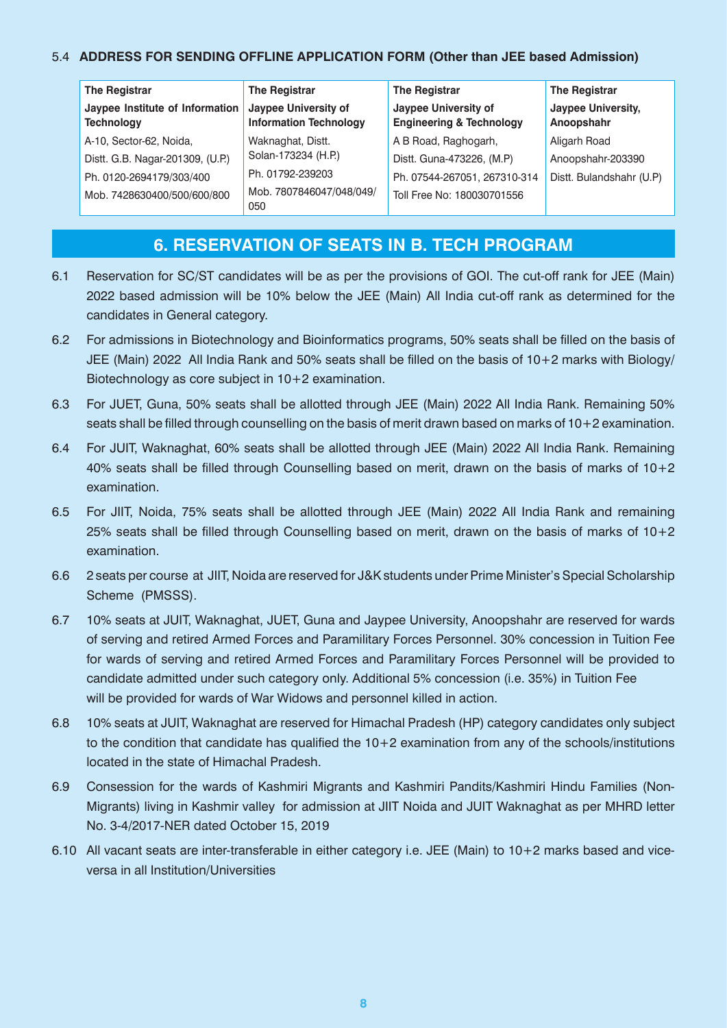5.4 **ADDRESS FOR SENDING OFFLINE APPLICATION FORM (Other than JEE based Admission)**

| The Registrar | The Registrar | The Registrar | The Registrar |
|---|---|---|---|
| **Jaypee Institute of Information Technology** | **Jaypee University of Information Technology** | **Jaypee University of Engineering & Technology** | **Jaypee University, Anoopshahr** |
| A-10, Sector-62, Noida, | Waknaghat, Distt. | A B Road, Raghogarh, | Aligarh Road |
| Distt. G.B. Nagar-201309, (U.P.) | Solan-173234 (H.P.) | Distt. Guna-473226, (M.P) | Anoopshahr-203390 |
| Ph. 0120-2694179/303/400 | Ph. 01792-239203 | Ph. 07544-267051, 267310-314 | Distt. Bulandshahr (U.P) |
| Mob. 7428630400/500/600/800 | Mob. 7807846047/048/049/050 | Toll Free No: 180030701556 | |

## 6. RESERVATION OF SEATS IN B. TECH PROGRAM

6.1 Reservation for SC/ST candidates will be as per the provisions of GOI. The cut-off rank for JEE (Main) 2022 based admission will be 10% below the JEE (Main) All India cut-off rank as determined for the candidates in General category.

6.2 For admissions in Biotechnology and Bioinformatics programs, 50% seats shall be filled on the basis of JEE (Main) 2022 All India Rank and 50% seats shall be filled on the basis of 10+2 marks with Biology/ Biotechnology as core subject in 10+2 examination.

6.3 For JUET, Guna, 50% seats shall be allotted through JEE (Main) 2022 All India Rank. Remaining 50% seats shall be filled through counselling on the basis of merit drawn based on marks of 10+2 examination.

6.4 For JUIT, Waknaghat, 60% seats shall be allotted through JEE (Main) 2022 All India Rank. Remaining 40% seats shall be filled through Counselling based on merit, drawn on the basis of marks of 10+2 examination.

6.5 For JIIT, Noida, 75% seats shall be allotted through JEE (Main) 2022 All India Rank and remaining 25% seats shall be filled through Counselling based on merit, drawn on the basis of marks of 10+2 examination.

6.6 2 seats per course at JIIT, Noida are reserved for J&K students under Prime Minister's Special Scholarship Scheme (PMSSS).

6.7 10% seats at JUIT, Waknaghat, JUET, Guna and Jaypee University, Anoopshahr are reserved for wards of serving and retired Armed Forces and Paramilitary Forces Personnel. 30% concession in Tuition Fee for wards of serving and retired Armed Forces and Paramilitary Forces Personnel will be provided to candidate admitted under such category only. Additional 5% concession (i.e. 35%) in Tuition Fee will be provided for wards of War Widows and personnel killed in action.

6.8 10% seats at JUIT, Waknaghat are reserved for Himachal Pradesh (HP) category candidates only subject to the condition that candidate has qualified the 10+2 examination from any of the schools/institutions located in the state of Himachal Pradesh.

6.9 Consession for the wards of Kashmiri Migrants and Kashmiri Pandits/Kashmiri Hindu Families (Non-Migrants) living in Kashmir valley for admission at JIIT Noida and JUIT Waknaghat as per MHRD letter No. 3-4/2017-NER dated October 15, 2019

6.10 All vacant seats are inter-transferable in either category i.e. JEE (Main) to 10+2 marks based and vice-versa in all Institution/Universities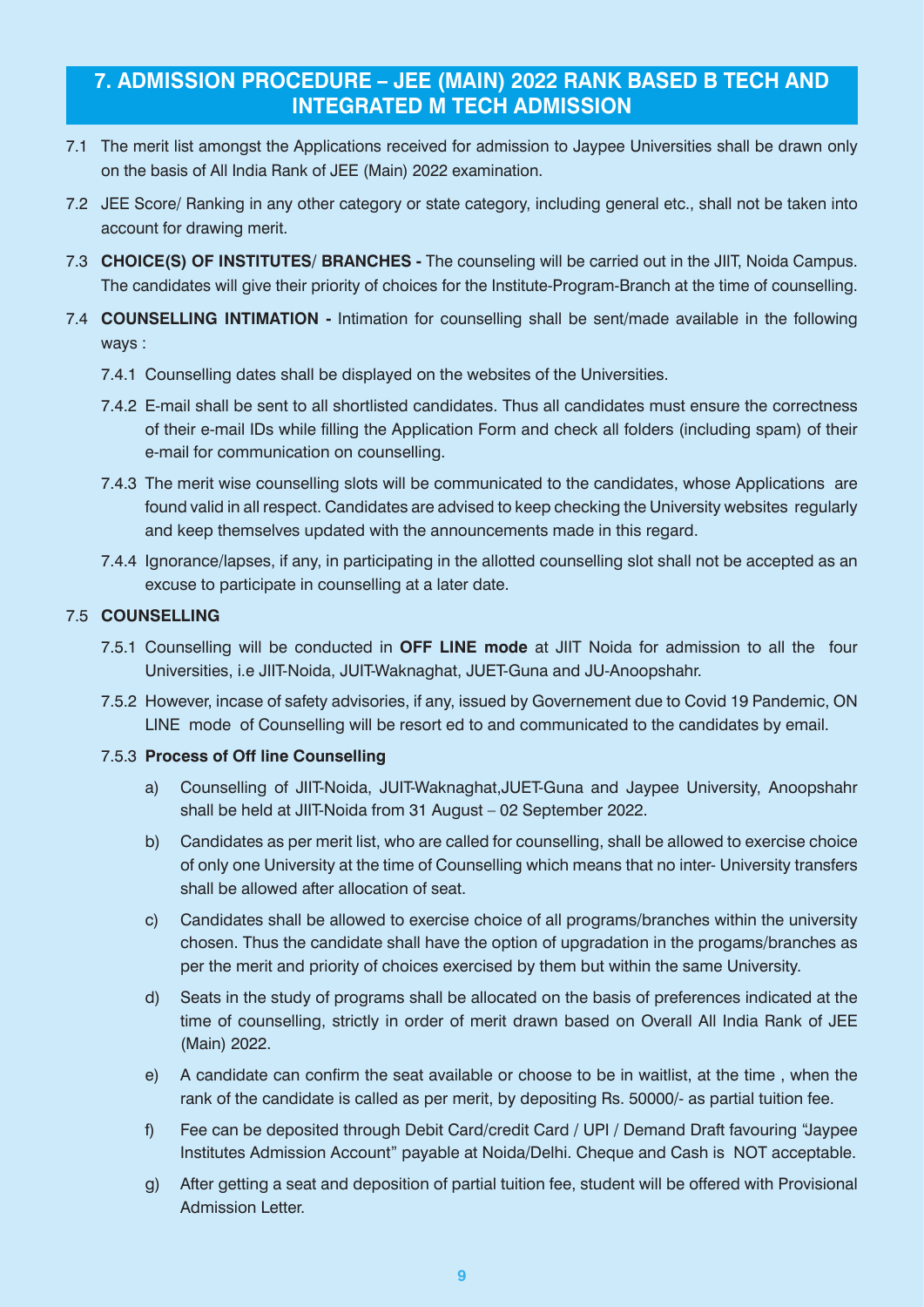## 7. ADMISSION PROCEDURE – JEE (MAIN) 2022 RANK BASED B TECH AND INTEGRATED M TECH ADMISSION

7.1 The merit list amongst the Applications received for admission to Jaypee Universities shall be drawn only on the basis of All India Rank of JEE (Main) 2022 examination.

7.2 JEE Score/ Ranking in any other category or state category, including general etc., shall not be taken into account for drawing merit.

7.3 **CHOICE(S) OF INSTITUTES/ BRANCHES -** The counseling will be carried out in the JIIT, Noida Campus. The candidates will give their priority of choices for the Institute-Program-Branch at the time of counselling.

7.4 **COUNSELLING INTIMATION -** Intimation for counselling shall be sent/made available in the following ways :

7.4.1 Counselling dates shall be displayed on the websites of the Universities.

7.4.2 E-mail shall be sent to all shortlisted candidates. Thus all candidates must ensure the correctness of their e-mail IDs while filling the Application Form and check all folders (including spam) of their e-mail for communication on counselling.

7.4.3 The merit wise counselling slots will be communicated to the candidates, whose Applications are found valid in all respect. Candidates are advised to keep checking the University websites regularly and keep themselves updated with the announcements made in this regard.

7.4.4 Ignorance/lapses, if any, in participating in the allotted counselling slot shall not be accepted as an excuse to participate in counselling at a later date.

7.5 **COUNSELLING**

7.5.1 Counselling will be conducted in **OFF LINE mode** at JIIT Noida for admission to all the four Universities, i.e JIIT-Noida, JUIT-Waknaghat, JUET-Guna and JU-Anoopshahr.

7.5.2 However, incase of safety advisories, if any, issued by Governement due to Covid 19 Pandemic, ON LINE mode of Counselling will be resort ed to and communicated to the candidates by email.

7.5.3 **Process of Off line Counselling**

a) Counselling of JIIT-Noida, JUIT-Waknaghat,JUET-Guna and Jaypee University, Anoopshahr shall be held at JIIT-Noida from 31 August – 02 September 2022.

b) Candidates as per merit list, who are called for counselling, shall be allowed to exercise choice of only one University at the time of Counselling which means that no inter- University transfers shall be allowed after allocation of seat.

c) Candidates shall be allowed to exercise choice of all programs/branches within the university chosen. Thus the candidate shall have the option of upgradation in the progams/branches as per the merit and priority of choices exercised by them but within the same University.

d) Seats in the study of programs shall be allocated on the basis of preferences indicated at the time of counselling, strictly in order of merit drawn based on Overall All India Rank of JEE (Main) 2022.

e) A candidate can confirm the seat available or choose to be in waitlist, at the time , when the rank of the candidate is called as per merit, by depositing Rs. 50000/- as partial tuition fee.

f) Fee can be deposited through Debit Card/credit Card / UPI / Demand Draft favouring "Jaypee Institutes Admission Account" payable at Noida/Delhi. Cheque and Cash is NOT acceptable.

g) After getting a seat and deposition of partial tuition fee, student will be offered with Provisional Admission Letter.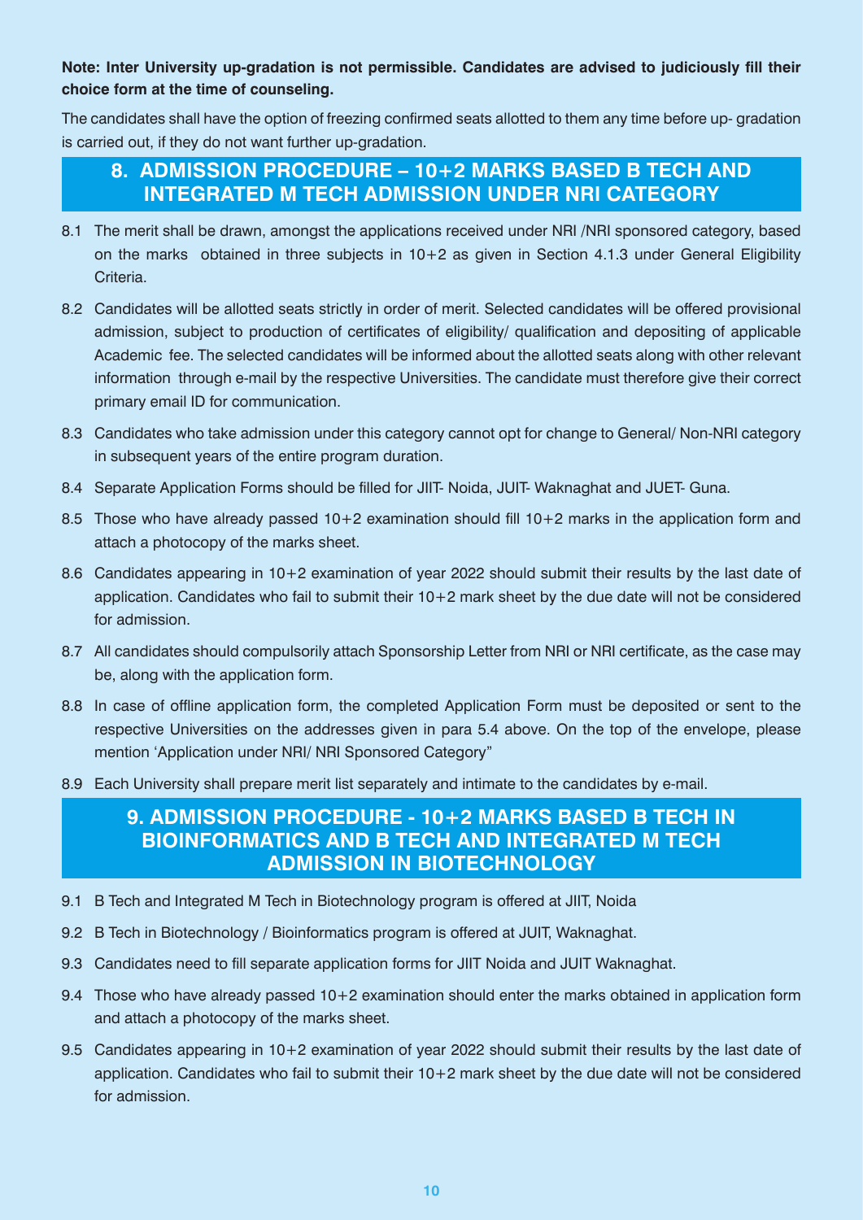**Note: Inter University up-gradation is not permissible. Candidates are advised to judiciously fill their choice form at the time of counseling.**

The candidates shall have the option of freezing confirmed seats allotted to them any time before up- gradation is carried out, if they do not want further up-gradation.

## 8. ADMISSION PROCEDURE – 10+2 MARKS BASED B TECH AND INTEGRATED M TECH ADMISSION UNDER NRI CATEGORY

8.1 The merit shall be drawn, amongst the applications received under NRI /NRI sponsored category, based on the marks obtained in three subjects in 10+2 as given in Section 4.1.3 under General Eligibility Criteria.

8.2 Candidates will be allotted seats strictly in order of merit. Selected candidates will be offered provisional admission, subject to production of certificates of eligibility/ qualification and depositing of applicable Academic fee. The selected candidates will be informed about the allotted seats along with other relevant information through e-mail by the respective Universities. The candidate must therefore give their correct primary email ID for communication.

8.3 Candidates who take admission under this category cannot opt for change to General/ Non-NRI category in subsequent years of the entire program duration.

8.4 Separate Application Forms should be filled for JIIT- Noida, JUIT- Waknaghat and JUET- Guna.

8.5 Those who have already passed 10+2 examination should fill 10+2 marks in the application form and attach a photocopy of the marks sheet.

8.6 Candidates appearing in 10+2 examination of year 2022 should submit their results by the last date of application. Candidates who fail to submit their 10+2 mark sheet by the due date will not be considered for admission.

8.7 All candidates should compulsorily attach Sponsorship Letter from NRI or NRI certificate, as the case may be, along with the application form.

8.8 In case of offline application form, the completed Application Form must be deposited or sent to the respective Universities on the addresses given in para 5.4 above. On the top of the envelope, please mention 'Application under NRI/ NRI Sponsored Category"

8.9 Each University shall prepare merit list separately and intimate to the candidates by e-mail.

## 9. ADMISSION PROCEDURE - 10+2 MARKS BASED B TECH IN BIOINFORMATICS AND B TECH AND INTEGRATED M TECH ADMISSION IN BIOTECHNOLOGY

9.1 B Tech and Integrated M Tech in Biotechnology program is offered at JIIT, Noida

9.2 B Tech in Biotechnology / Bioinformatics program is offered at JUIT, Waknaghat.

9.3 Candidates need to fill separate application forms for JIIT Noida and JUIT Waknaghat.

9.4 Those who have already passed 10+2 examination should enter the marks obtained in application form and attach a photocopy of the marks sheet.

9.5 Candidates appearing in 10+2 examination of year 2022 should submit their results by the last date of application. Candidates who fail to submit their 10+2 mark sheet by the due date will not be considered for admission.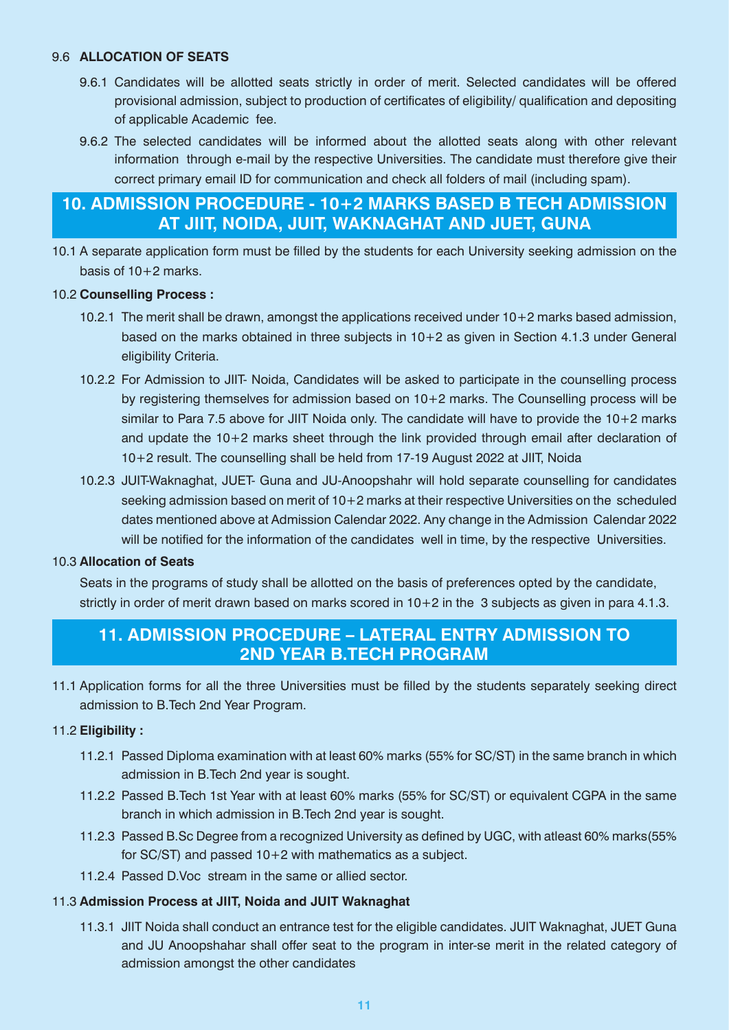9.6 **ALLOCATION OF SEATS**

9.6.1 Candidates will be allotted seats strictly in order of merit. Selected candidates will be offered provisional admission, subject to production of certificates of eligibility/ qualification and depositing of applicable Academic fee.

9.6.2 The selected candidates will be informed about the allotted seats along with other relevant information through e-mail by the respective Universities. The candidate must therefore give their correct primary email ID for communication and check all folders of mail (including spam).

## 10. ADMISSION PROCEDURE - 10+2 MARKS BASED B TECH ADMISSION AT JIIT, NOIDA, JUIT, WAKNAGHAT AND JUET, GUNA

10.1 A separate application form must be filled by the students for each University seeking admission on the basis of 10+2 marks.

10.2 **Counselling Process :**

10.2.1 The merit shall be drawn, amongst the applications received under 10+2 marks based admission, based on the marks obtained in three subjects in 10+2 as given in Section 4.1.3 under General eligibility Criteria.

10.2.2 For Admission to JIIT- Noida, Candidates will be asked to participate in the counselling process by registering themselves for admission based on 10+2 marks. The Counselling process will be similar to Para 7.5 above for JIIT Noida only. The candidate will have to provide the 10+2 marks and update the 10+2 marks sheet through the link provided through email after declaration of 10+2 result. The counselling shall be held from 17-19 August 2022 at JIIT, Noida

10.2.3 JUIT-Waknaghat, JUET- Guna and JU-Anoopshahr will hold separate counselling for candidates seeking admission based on merit of 10+2 marks at their respective Universities on the scheduled dates mentioned above at Admission Calendar 2022. Any change in the Admission Calendar 2022 will be notified for the information of the candidates well in time, by the respective Universities.

10.3 **Allocation of Seats**

Seats in the programs of study shall be allotted on the basis of preferences opted by the candidate, strictly in order of merit drawn based on marks scored in 10+2 in the 3 subjects as given in para 4.1.3.

## 11. ADMISSION PROCEDURE – LATERAL ENTRY ADMISSION TO 2ND YEAR B.TECH PROGRAM

11.1 Application forms for all the three Universities must be filled by the students separately seeking direct admission to B.Tech 2nd Year Program.

11.2 **Eligibility :**

11.2.1 Passed Diploma examination with at least 60% marks (55% for SC/ST) in the same branch in which admission in B.Tech 2nd year is sought.

11.2.2 Passed B.Tech 1st Year with at least 60% marks (55% for SC/ST) or equivalent CGPA in the same branch in which admission in B.Tech 2nd year is sought.

11.2.3 Passed B.Sc Degree from a recognized University as defined by UGC, with atleast 60% marks(55% for SC/ST) and passed 10+2 with mathematics as a subject.

11.2.4 Passed D.Voc stream in the same or allied sector.

11.3 **Admission Process at JIIT, Noida and JUIT Waknaghat**

11.3.1 JIIT Noida shall conduct an entrance test for the eligible candidates. JUIT Waknaghat, JUET Guna and JU Anoopshahar shall offer seat to the program in inter-se merit in the related category of admission amongst the other candidates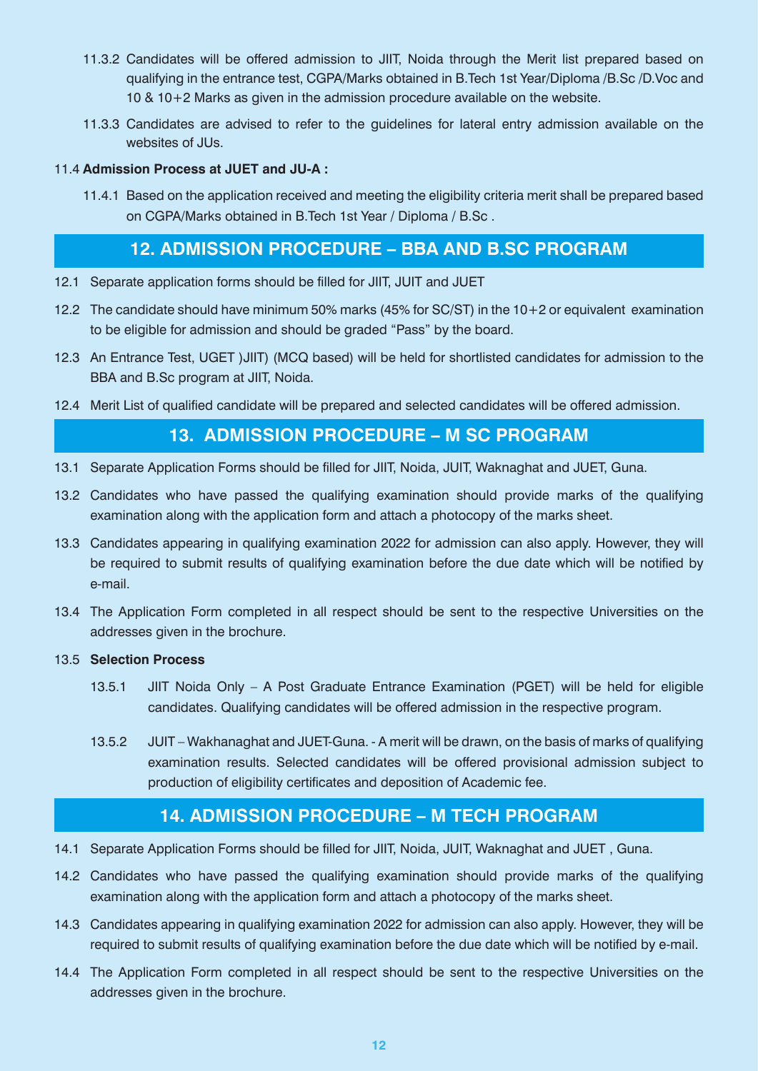11.3.2 Candidates will be offered admission to JIIT, Noida through the Merit list prepared based on qualifying in the entrance test, CGPA/Marks obtained in B.Tech 1st Year/Diploma /B.Sc /D.Voc and 10 & 10+2 Marks as given in the admission procedure available on the website.

11.3.3 Candidates are advised to refer to the guidelines for lateral entry admission available on the websites of JUs.

11.4 **Admission Process at JUET and JU-A :**

11.4.1 Based on the application received and meeting the eligibility criteria merit shall be prepared based on CGPA/Marks obtained in B.Tech 1st Year / Diploma / B.Sc .

## 12. ADMISSION PROCEDURE – BBA AND B.SC PROGRAM

12.1 Separate application forms should be filled for JIIT, JUIT and JUET

12.2 The candidate should have minimum 50% marks (45% for SC/ST) in the 10+2 or equivalent examination to be eligible for admission and should be graded "Pass" by the board.

12.3 An Entrance Test, UGET )JIIT) (MCQ based) will be held for shortlisted candidates for admission to the BBA and B.Sc program at JIIT, Noida.

12.4 Merit List of qualified candidate will be prepared and selected candidates will be offered admission.

## 13. ADMISSION PROCEDURE – M SC PROGRAM

13.1 Separate Application Forms should be filled for JIIT, Noida, JUIT, Waknaghat and JUET, Guna.

13.2 Candidates who have passed the qualifying examination should provide marks of the qualifying examination along with the application form and attach a photocopy of the marks sheet.

13.3 Candidates appearing in qualifying examination 2022 for admission can also apply. However, they will be required to submit results of qualifying examination before the due date which will be notified by e-mail.

13.4 The Application Form completed in all respect should be sent to the respective Universities on the addresses given in the brochure.

13.5 **Selection Process**

13.5.1 JIIT Noida Only – A Post Graduate Entrance Examination (PGET) will be held for eligible candidates. Qualifying candidates will be offered admission in the respective program.

13.5.2 JUIT – Wakhanaghat and JUET-Guna. - A merit will be drawn, on the basis of marks of qualifying examination results. Selected candidates will be offered provisional admission subject to production of eligibility certificates and deposition of Academic fee.

## 14. ADMISSION PROCEDURE – M TECH PROGRAM

14.1 Separate Application Forms should be filled for JIIT, Noida, JUIT, Waknaghat and JUET , Guna.

14.2 Candidates who have passed the qualifying examination should provide marks of the qualifying examination along with the application form and attach a photocopy of the marks sheet.

14.3 Candidates appearing in qualifying examination 2022 for admission can also apply. However, they will be required to submit results of qualifying examination before the due date which will be notified by e-mail.

14.4 The Application Form completed in all respect should be sent to the respective Universities on the addresses given in the brochure.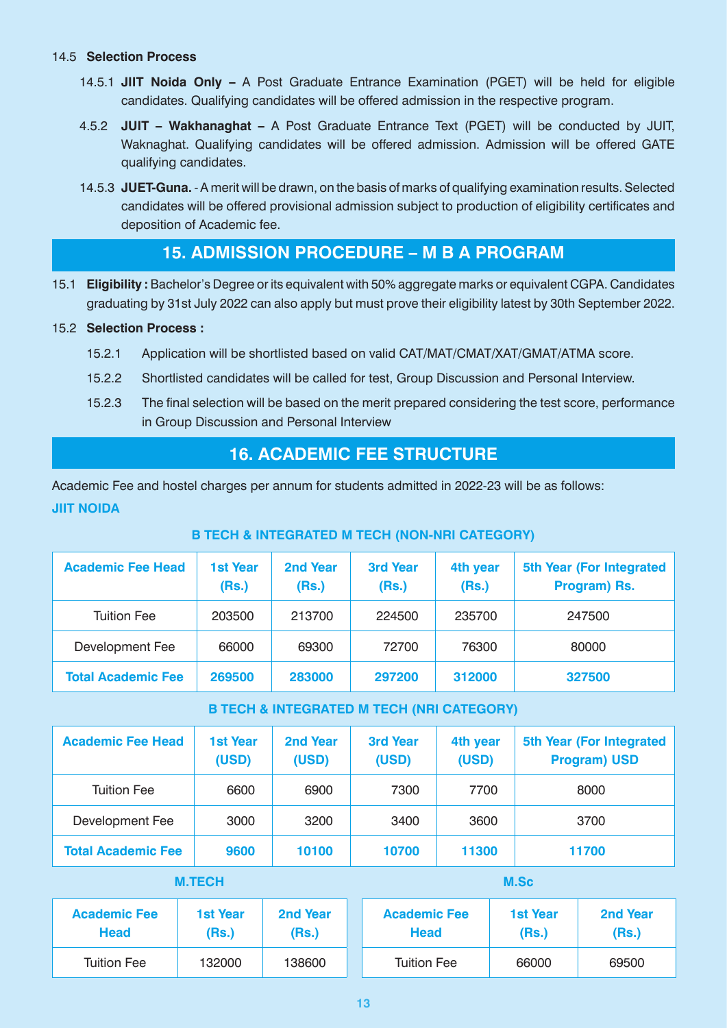14.5 **Selection Process**

14.5.1 **JIIT Noida Only –** A Post Graduate Entrance Examination (PGET) will be held for eligible candidates. Qualifying candidates will be offered admission in the respective program.

4.5.2 **JUIT – Wakhanaghat –** A Post Graduate Entrance Text (PGET) will be conducted by JUIT, Waknaghat. Qualifying candidates will be offered admission. Admission will be offered GATE qualifying candidates.

14.5.3 **JUET-Guna.** - A merit will be drawn, on the basis of marks of qualifying examination results. Selected candidates will be offered provisional admission subject to production of eligibility certificates and deposition of Academic fee.

## 15. ADMISSION PROCEDURE – M B A PROGRAM

15.1 **Eligibility :** Bachelor's Degree or its equivalent with 50% aggregate marks or equivalent CGPA. Candidates graduating by 31st July 2022 can also apply but must prove their eligibility latest by 30th September 2022.

15.2 **Selection Process :**

15.2.1 Application will be shortlisted based on valid CAT/MAT/CMAT/XAT/GMAT/ATMA score.

15.2.2 Shortlisted candidates will be called for test, Group Discussion and Personal Interview.

15.2.3 The final selection will be based on the merit prepared considering the test score, performance in Group Discussion and Personal Interview

## 16. ACADEMIC FEE STRUCTURE

Academic Fee and hostel charges per annum for students admitted in 2022-23 will be as follows:

**JIIT NOIDA**

**B TECH & INTEGRATED M TECH (NON-NRI CATEGORY)**

| Academic Fee Head | 1st Year (Rs.) | 2nd Year (Rs.) | 3rd Year (Rs.) | 4th year (Rs.) | 5th Year (For Integrated Program) Rs. |
|---|---|---|---|---|---|
| Tuition Fee | 203500 | 213700 | 224500 | 235700 | 247500 |
| Development Fee | 66000 | 69300 | 72700 | 76300 | 80000 |
| **Total Academic Fee** | **269500** | **283000** | **297200** | **312000** | **327500** |

**B TECH & INTEGRATED M TECH (NRI CATEGORY)**

| Academic Fee Head | 1st Year (USD) | 2nd Year (USD) | 3rd Year (USD) | 4th year (USD) | 5th Year (For Integrated Program) USD |
|---|---|---|---|---|---|
| Tuition Fee | 6600 | 6900 | 7300 | 7700 | 8000 |
| Development Fee | 3000 | 3200 | 3400 | 3600 | 3700 |
| **Total Academic Fee** | **9600** | **10100** | **10700** | **11300** | **11700** |

**M.TECH**

| Academic Fee Head | 1st Year (Rs.) | 2nd Year (Rs.) |
|---|---|---|
| Tuition Fee | 132000 | 138600 |

**M.Sc**

| Academic Fee Head | 1st Year (Rs.) | 2nd Year (Rs.) |
|---|---|---|
| Tuition Fee | 66000 | 69500 |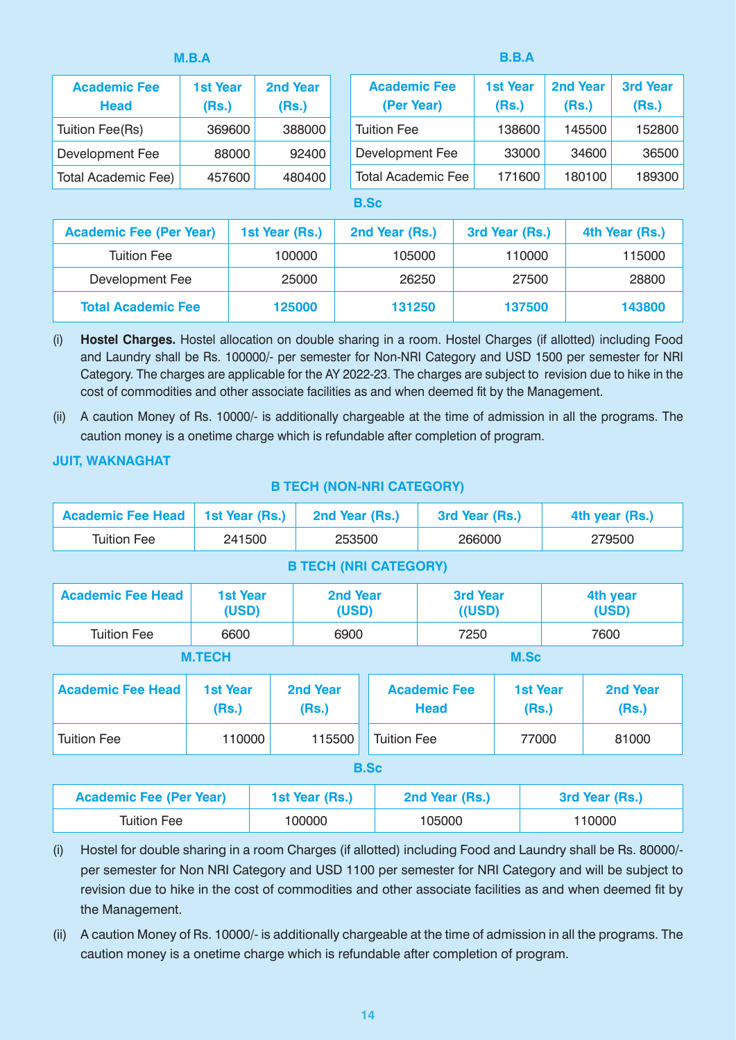### M.B.A

| Academic Fee Head | 1st Year (Rs.) | 2nd Year (Rs.) |
|---|---|---|
| Tuition Fee(Rs) | 369600 | 388000 |
| Development Fee | 88000 | 92400 |
| Total Academic Fee) | 457600 | 480400 |

### B.B.A

| Academic Fee (Per Year) | 1st Year (Rs.) | 2nd Year (Rs.) | 3rd Year (Rs.) |
|---|---|---|---|
| Tuition Fee | 138600 | 145500 | 152800 |
| Development Fee | 33000 | 34600 | 36500 |
| Total Academic Fee | 171600 | 180100 | 189300 |

### B.Sc

| Academic Fee (Per Year) | 1st Year (Rs.) | 2nd Year (Rs.) | 3rd Year (Rs.) | 4th Year (Rs.) |
|---|---|---|---|---|
| Tuition Fee | 100000 | 105000 | 110000 | 115000 |
| Development Fee | 25000 | 26250 | 27500 | 28800 |
| **Total Academic Fee** | **125000** | **131250** | **137500** | **143800** |

(i) **Hostel Charges.** Hostel allocation on double sharing in a room. Hostel Charges (if allotted) including Food and Laundry shall be Rs. 100000/- per semester for Non-NRI Category and USD 1500 per semester for NRI Category. The charges are applicable for the AY 2022-23. The charges are subject to revision due to hike in the cost of commodities and other associate facilities as and when deemed fit by the Management.

(ii) A caution Money of Rs. 10000/- is additionally chargeable at the time of admission in all the programs. The caution money is a onetime charge which is refundable after completion of program.

## JUIT, WAKNAGHAT

### B TECH (NON-NRI CATEGORY)

| Academic Fee Head | 1st Year (Rs.) | 2nd Year (Rs.) | 3rd Year (Rs.) | 4th year (Rs.) |
|---|---|---|---|---|
| Tuition Fee | 241500 | 253500 | 266000 | 279500 |

### B TECH (NRI CATEGORY)

| Academic Fee Head | 1st Year (USD) | 2nd Year (USD) | 3rd Year ((USD) | 4th year (USD) |
|---|---|---|---|---|
| Tuition Fee | 6600 | 6900 | 7250 | 7600 |

### M.TECH

| Academic Fee Head | 1st Year (Rs.) | 2nd Year (Rs.) |
|---|---|---|
| Tuition Fee | 110000 | 115500 |

### M.Sc

| Academic Fee Head | 1st Year (Rs.) | 2nd Year (Rs.) |
|---|---|---|
| Tuition Fee | 77000 | 81000 |

### B.Sc

| Academic Fee (Per Year) | 1st Year (Rs.) | 2nd Year (Rs.) | 3rd Year (Rs.) |
|---|---|---|---|
| Tuition Fee | 100000 | 105000 | 110000 |

(i) Hostel for double sharing in a room Charges (if allotted) including Food and Laundry shall be Rs. 80000/- per semester for Non NRI Category and USD 1100 per semester for NRI Category and will be subject to revision due to hike in the cost of commodities and other associate facilities as and when deemed fit by the Management.

(ii) A caution Money of Rs. 10000/- is additionally chargeable at the time of admission in all the programs. The caution money is a onetime charge which is refundable after completion of program.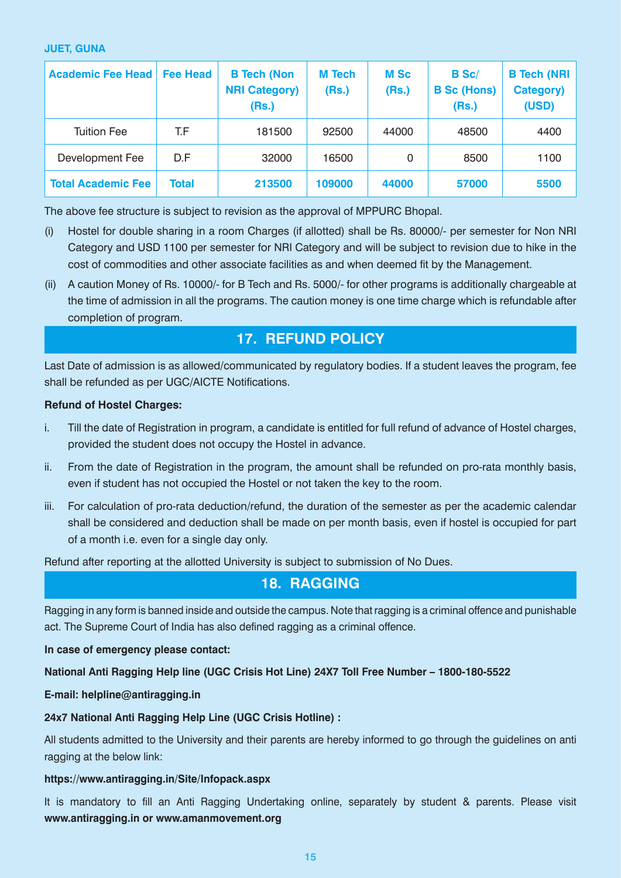**JUET, GUNA**

| Academic Fee Head | Fee Head | B Tech (Non NRI Category) (Rs.) | M Tech (Rs.) | M Sc (Rs.) | B Sc/ B Sc (Hons) (Rs.) | B Tech (NRI Category) (USD) |
|---|---|---|---|---|---|---|
| Tuition Fee | T.F | 181500 | 92500 | 44000 | 48500 | 4400 |
| Development Fee | D.F | 32000 | 16500 | 0 | 8500 | 1100 |
| **Total Academic Fee** | **Total** | **213500** | **109000** | **44000** | **57000** | **5500** |

The above fee structure is subject to revision as the approval of MPPURC Bhopal.

(i) Hostel for double sharing in a room Charges (if allotted) shall be Rs. 80000/- per semester for Non NRI Category and USD 1100 per semester for NRI Category and will be subject to revision due to hike in the cost of commodities and other associate facilities as and when deemed fit by the Management.

(ii) A caution Money of Rs. 10000/- for B Tech and Rs. 5000/- for other programs is additionally chargeable at the time of admission in all the programs. The caution money is one time charge which is refundable after completion of program.

## 17. REFUND POLICY

Last Date of admission is as allowed/communicated by regulatory bodies. If a student leaves the program, fee shall be refunded as per UGC/AICTE Notifications.

**Refund of Hostel Charges:**

i. Till the date of Registration in program, a candidate is entitled for full refund of advance of Hostel charges, provided the student does not occupy the Hostel in advance.

ii. From the date of Registration in the program, the amount shall be refunded on pro-rata monthly basis, even if student has not occupied the Hostel or not taken the key to the room.

iii. For calculation of pro-rata deduction/refund, the duration of the semester as per the academic calendar shall be considered and deduction shall be made on per month basis, even if hostel is occupied for part of a month i.e. even for a single day only.

Refund after reporting at the allotted University is subject to submission of No Dues.

## 18. RAGGING

Ragging in any form is banned inside and outside the campus. Note that ragging is a criminal offence and punishable act. The Supreme Court of India has also defined ragging as a criminal offence.

**In case of emergency please contact:**

**National Anti Ragging Help line (UGC Crisis Hot Line) 24X7 Toll Free Number – 1800-180-5522**

**E-mail: helpline@antiragging.in**

**24x7 National Anti Ragging Help Line (UGC Crisis Hotline) :**

All students admitted to the University and their parents are hereby informed to go through the guidelines on anti ragging at the below link:

**https://www.antiragging.in/Site/Infopack.aspx**

It is mandatory to fill an Anti Ragging Undertaking online, separately by student & parents. Please visit **www.antiragging.in or www.amanmovement.org**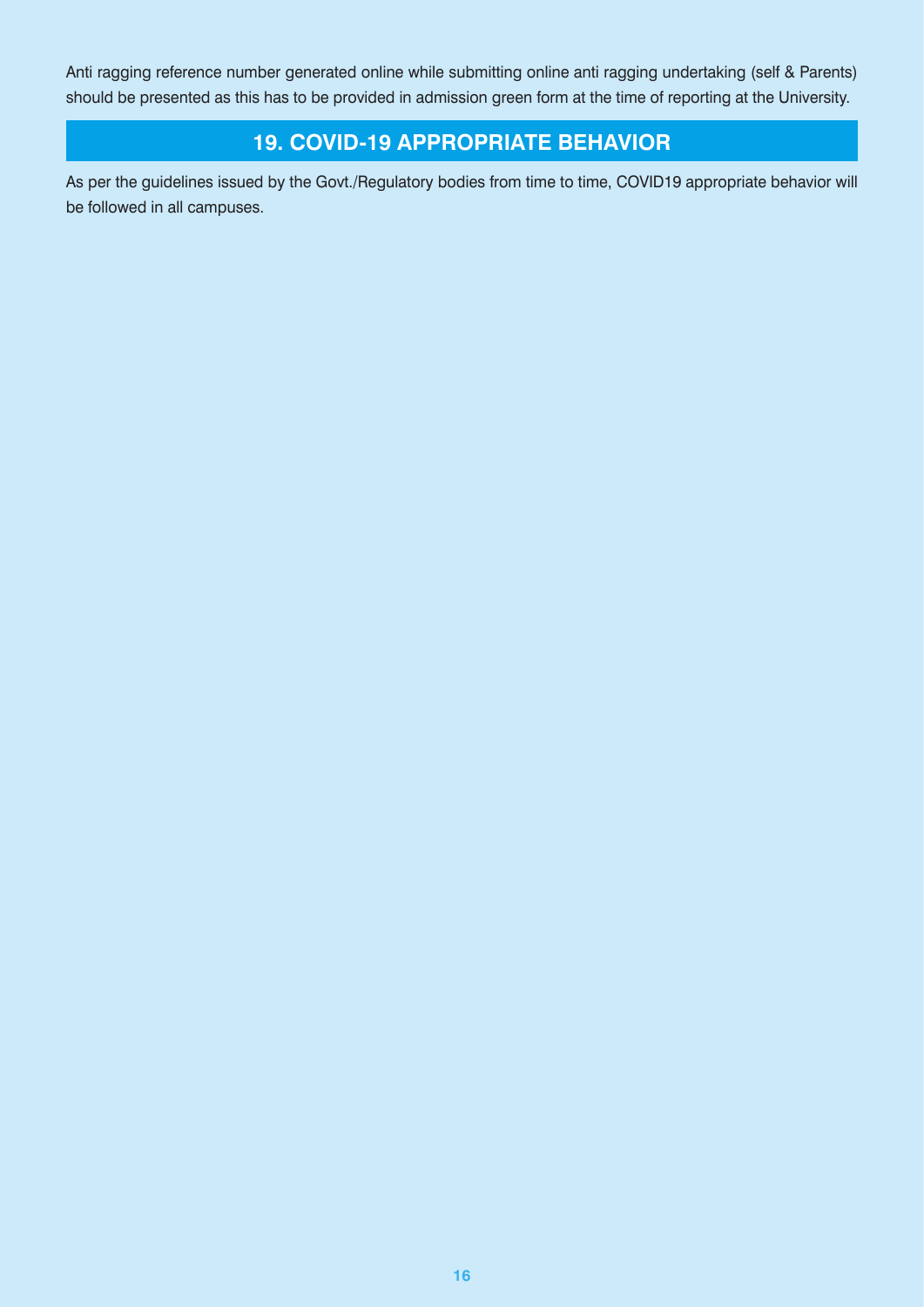Anti ragging reference number generated online while submitting online anti ragging undertaking (self & Parents) should be presented as this has to be provided in admission green form at the time of reporting at the University.

## 19. COVID-19 APPROPRIATE BEHAVIOR

As per the guidelines issued by the Govt./Regulatory bodies from time to time, COVID19 appropriate behavior will be followed in all campuses.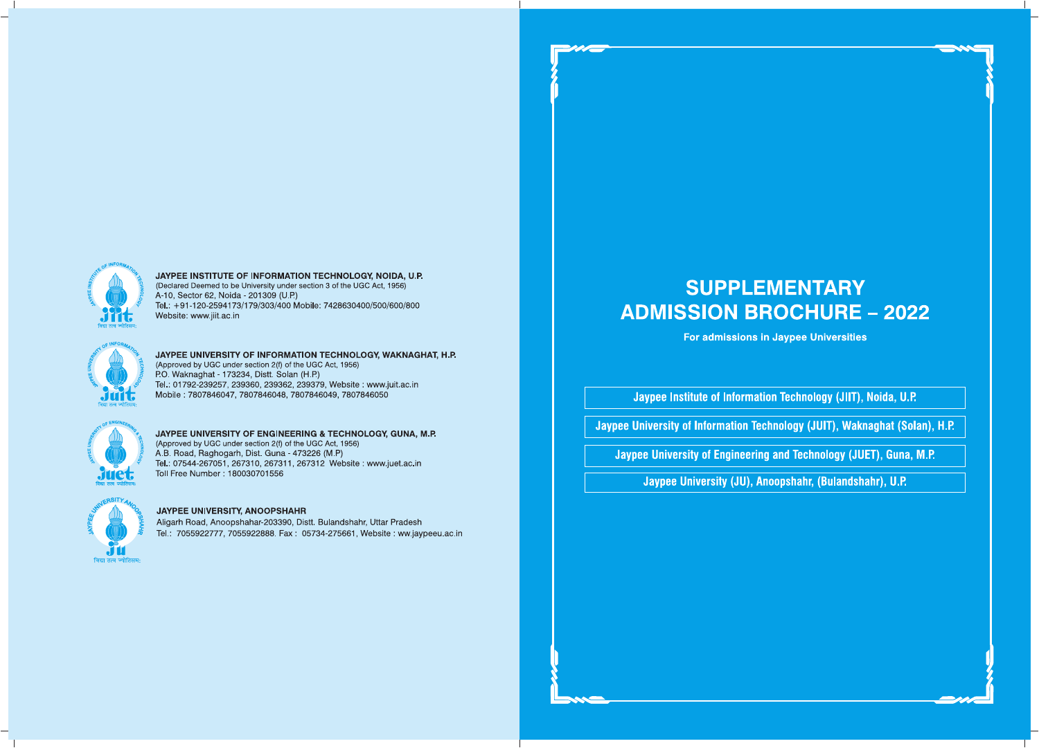**JAYPEE INSTITUTE OF INFORMATION TECHNOLOGY, NOIDA, U.P.**
(Declared Deemed to be University under section 3 of the UGC Act, 1956)
A-10, Sector 62, Noida - 201309 (U.P.)
Tel.: +91-120-2594173/179/303/400 Mobile: 7428630400/500/600/800
Website: www.jiit.ac.in

**JAYPEE UNIVERSITY OF INFORMATION TECHNOLOGY, WAKNAGHAT, H.P.**
(Approved by UGC under section 2(f) of the UGC Act, 1956)
P.O. Waknaghat - 173234, Distt. Solan (H.P.)
Tel.: 01792-239257, 239360, 239362, 239379, Website : www.juit.ac.in
Mobile : 7807846047, 7807846048, 7807846049, 7807846050

**JAYPEE UNIVERSITY OF ENGINEERING & TECHNOLOGY, GUNA, M.P.**
(Approved by UGC under section 2(f) of the UGC Act, 1956)
A.B. Road, Raghogarh, Dist. Guna - 473226 (M.P)
Tel.: 07544-267051, 267310, 267311, 267312 Website : www.juet.ac.in
Toll Free Number : 180030701556

**JAYPEE UNIVERSITY, ANOOPSHAHR**
Aligarh Road, Anoopshahar-203390, Distt. Bulandshahr, Uttar Pradesh
Tel.: 7055922777, 7055922888. Fax : 05734-275661, Website : ww.jaypeeu.ac.in

# SUPPLEMENTARY ADMISSION BROCHURE – 2022

**For admissions in Jaypee Universities**

Jaypee Institute of Information Technology (JIIT), Noida, U.P.

Jaypee University of Information Technology (JUIT), Waknaghat (Solan), H.P.

Jaypee University of Engineering and Technology (JUET), Guna, M.P.

Jaypee University (JU), Anoopshahr, (Bulandshahr), U.P.